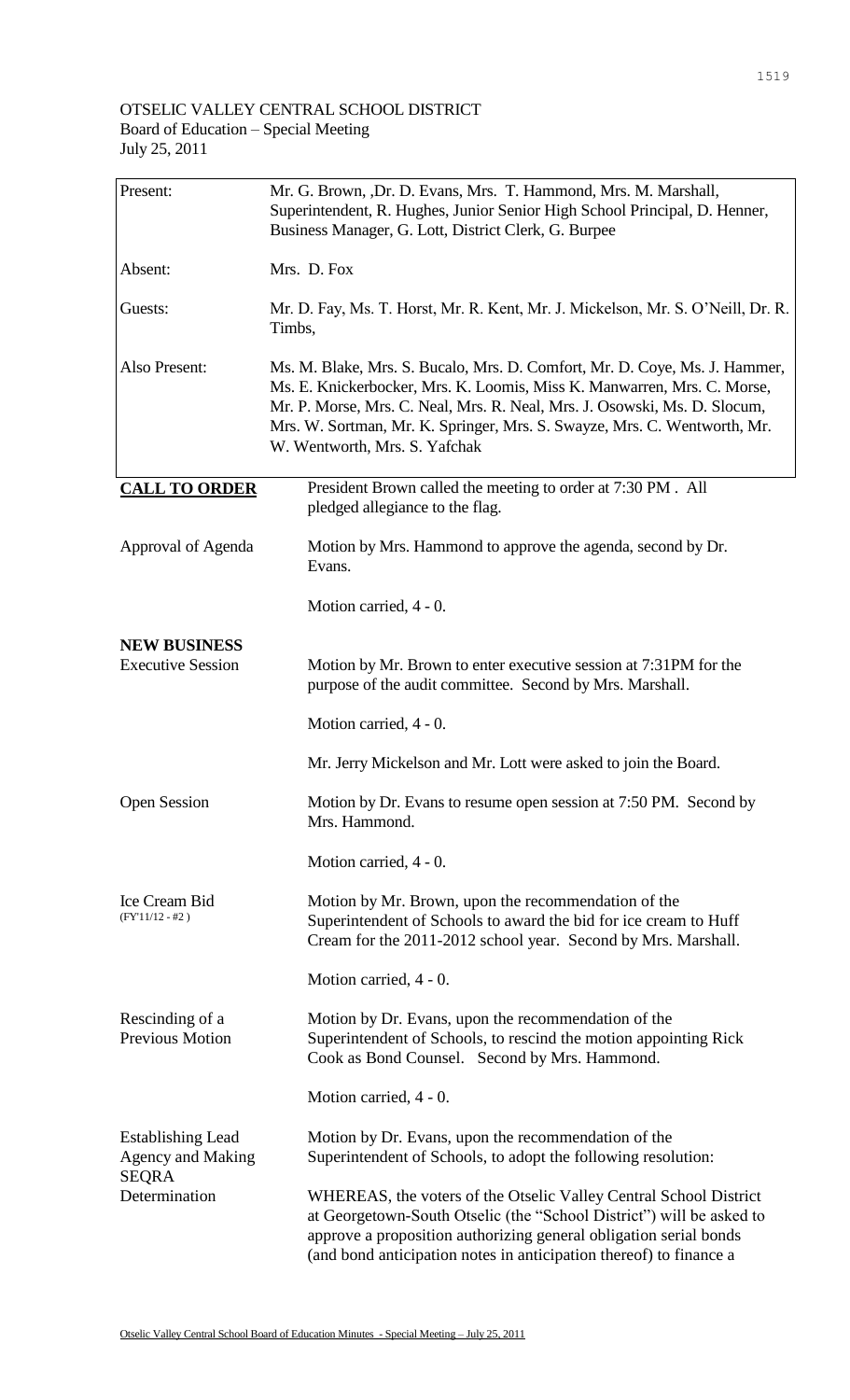OTSELIC VALLEY CENTRAL SCHOOL DISTRICT
Board of Education – Special Meeting
July 25, 2011

| | |
|---|---|
| Present: | Mr. G. Brown, ,Dr. D. Evans, Mrs. T. Hammond, Mrs. M. Marshall, Superintendent, R. Hughes, Junior Senior High School Principal, D. Henner, Business Manager, G. Lott, District Clerk, G. Burpee |
| Absent: | Mrs. D. Fox |
| Guests: | Mr. D. Fay, Ms. T. Horst, Mr. R. Kent, Mr. J. Mickelson, Mr. S. O'Neill, Dr. R. Timbs, |
| Also Present: | Ms. M. Blake, Mrs. S. Bucalo, Mrs. D. Comfort, Mr. D. Coye, Ms. J. Hammer, Ms. E. Knickerbocker, Mrs. K. Loomis, Miss K. Manwarren, Mrs. C. Morse, Mr. P. Morse, Mrs. C. Neal, Mrs. R. Neal, Mrs. J. Osowski, Ms. D. Slocum, Mrs. W. Sortman, Mr. K. Springer, Mrs. S. Swayze, Mrs. C. Wentworth, Mr. W. Wentworth, Mrs. S. Yafchak |

**CALL TO ORDER**

President Brown called the meeting to order at 7:30 PM . All pledged allegiance to the flag.

Approval of Agenda

Motion by Mrs. Hammond to approve the agenda, second by Dr. Evans.

Motion carried, 4 - 0.

**NEW BUSINESS**

Executive Session

Motion by Mr. Brown to enter executive session at 7:31PM for the purpose of the audit committee. Second by Mrs. Marshall.

Motion carried, 4 - 0.

Mr. Jerry Mickelson and Mr. Lott were asked to join the Board.

Open Session

Motion by Dr. Evans to resume open session at 7:50 PM. Second by Mrs. Hammond.

Motion carried, 4 - 0.

Ice Cream Bid (FY'11/12 - #2 )

Motion by Mr. Brown, upon the recommendation of the Superintendent of Schools to award the bid for ice cream to Huff Cream for the 2011-2012 school year. Second by Mrs. Marshall.

Motion carried, 4 - 0.

Rescinding of a Previous Motion

Motion by Dr. Evans, upon the recommendation of the Superintendent of Schools, to rescind the motion appointing Rick Cook as Bond Counsel. Second by Mrs. Hammond.

Motion carried, 4 - 0.

Establishing Lead Agency and Making SEQRA Determination

Motion by Dr. Evans, upon the recommendation of the Superintendent of Schools, to adopt the following resolution:

WHEREAS, the voters of the Otselic Valley Central School District at Georgetown-South Otselic (the "School District") will be asked to approve a proposition authorizing general obligation serial bonds (and bond anticipation notes in anticipation thereof) to finance a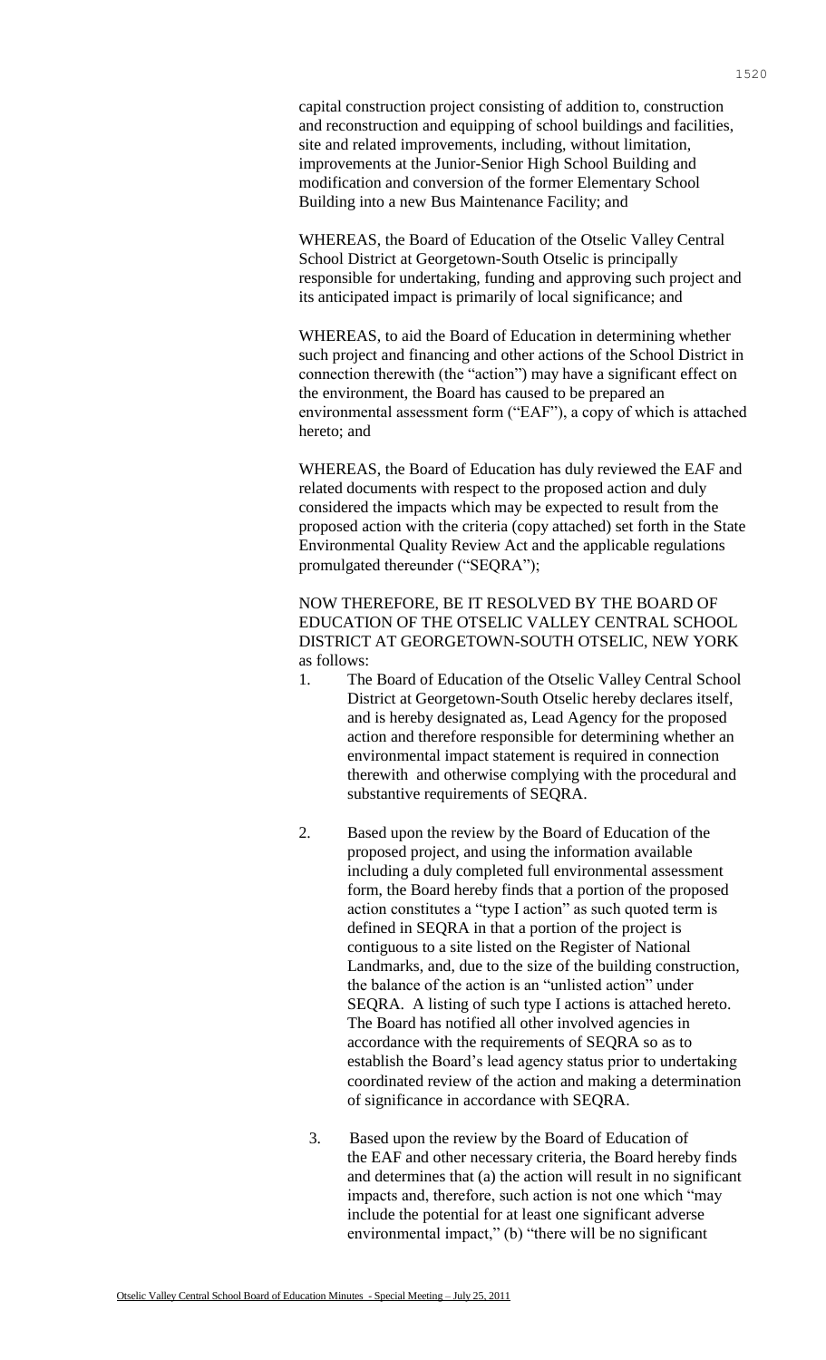capital construction project consisting of addition to, construction and reconstruction and equipping of school buildings and facilities, site and related improvements, including, without limitation, improvements at the Junior-Senior High School Building and modification and conversion of the former Elementary School Building into a new Bus Maintenance Facility; and

WHEREAS, the Board of Education of the Otselic Valley Central School District at Georgetown-South Otselic is principally responsible for undertaking, funding and approving such project and its anticipated impact is primarily of local significance; and

WHEREAS, to aid the Board of Education in determining whether such project and financing and other actions of the School District in connection therewith (the "action") may have a significant effect on the environment, the Board has caused to be prepared an environmental assessment form ("EAF"), a copy of which is attached hereto; and

WHEREAS, the Board of Education has duly reviewed the EAF and related documents with respect to the proposed action and duly considered the impacts which may be expected to result from the proposed action with the criteria (copy attached) set forth in the State Environmental Quality Review Act and the applicable regulations promulgated thereunder ("SEQRA");

NOW THEREFORE, BE IT RESOLVED BY THE BOARD OF EDUCATION OF THE OTSELIC VALLEY CENTRAL SCHOOL DISTRICT AT GEORGETOWN-SOUTH OTSELIC, NEW YORK as follows:

1. The Board of Education of the Otselic Valley Central School District at Georgetown-South Otselic hereby declares itself, and is hereby designated as, Lead Agency for the proposed action and therefore responsible for determining whether an environmental impact statement is required in connection therewith and otherwise complying with the procedural and substantive requirements of SEQRA.

2. Based upon the review by the Board of Education of the proposed project, and using the information available including a duly completed full environmental assessment form, the Board hereby finds that a portion of the proposed action constitutes a "type I action" as such quoted term is defined in SEQRA in that a portion of the project is contiguous to a site listed on the Register of National Landmarks, and, due to the size of the building construction, the balance of the action is an "unlisted action" under SEQRA. A listing of such type I actions is attached hereto. The Board has notified all other involved agencies in accordance with the requirements of SEQRA so as to establish the Board's lead agency status prior to undertaking coordinated review of the action and making a determination of significance in accordance with SEQRA.

3. Based upon the review by the Board of Education of the EAF and other necessary criteria, the Board hereby finds and determines that (a) the action will result in no significant impacts and, therefore, such action is not one which "may include the potential for at least one significant adverse environmental impact," (b) "there will be no significant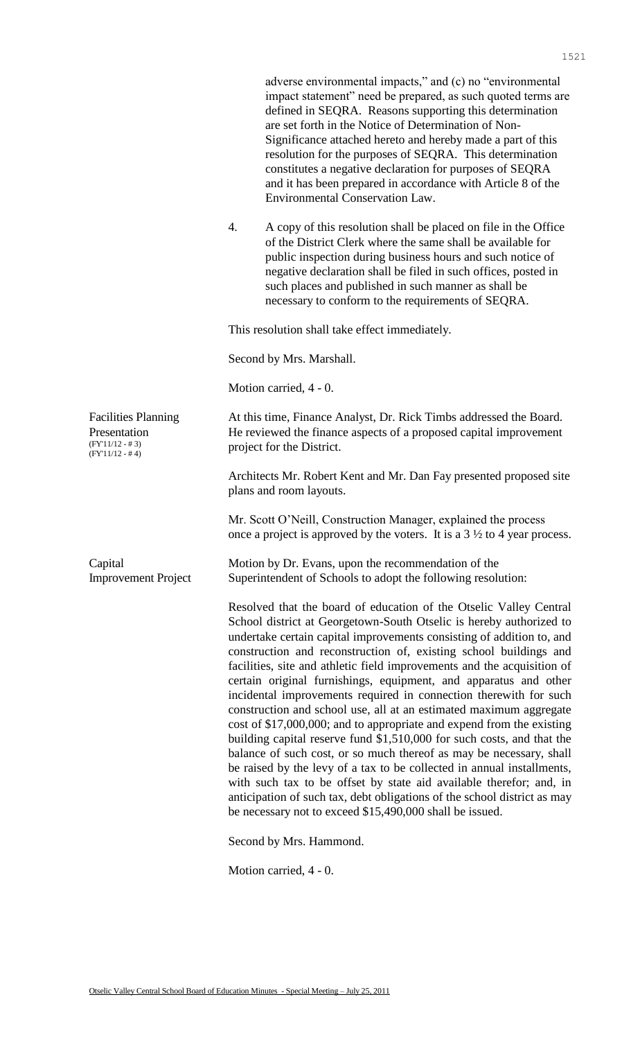adverse environmental impacts," and (c) no "environmental impact statement" need be prepared, as such quoted terms are defined in SEQRA. Reasons supporting this determination are set forth in the Notice of Determination of Non-Significance attached hereto and hereby made a part of this resolution for the purposes of SEQRA. This determination constitutes a negative declaration for purposes of SEQRA and it has been prepared in accordance with Article 8 of the Environmental Conservation Law.

4. A copy of this resolution shall be placed on file in the Office of the District Clerk where the same shall be available for public inspection during business hours and such notice of negative declaration shall be filed in such offices, posted in such places and published in such manner as shall be necessary to conform to the requirements of SEQRA.

This resolution shall take effect immediately.

Second by Mrs. Marshall.

Motion carried, 4 - 0.

**Facilities Planning Presentation**
(FY'11/12 - # 3)
(FY'11/12 - # 4)

At this time, Finance Analyst, Dr. Rick Timbs addressed the Board. He reviewed the finance aspects of a proposed capital improvement project for the District.

Architects Mr. Robert Kent and Mr. Dan Fay presented proposed site plans and room layouts.

Mr. Scott O'Neill, Construction Manager, explained the process once a project is approved by the voters. It is a 3 ½ to 4 year process.

**Capital Improvement Project**

Motion by Dr. Evans, upon the recommendation of the Superintendent of Schools to adopt the following resolution:

Resolved that the board of education of the Otselic Valley Central School district at Georgetown-South Otselic is hereby authorized to undertake certain capital improvements consisting of addition to, and construction and reconstruction of, existing school buildings and facilities, site and athletic field improvements and the acquisition of certain original furnishings, equipment, and apparatus and other incidental improvements required in connection therewith for such construction and school use, all at an estimated maximum aggregate cost of $17,000,000; and to appropriate and expend from the existing building capital reserve fund $1,510,000 for such costs, and that the balance of such cost, or so much thereof as may be necessary, shall be raised by the levy of a tax to be collected in annual installments, with such tax to be offset by state aid available therefor; and, in anticipation of such tax, debt obligations of the school district as may be necessary not to exceed $15,490,000 shall be issued.

Second by Mrs. Hammond.

Motion carried, 4 - 0.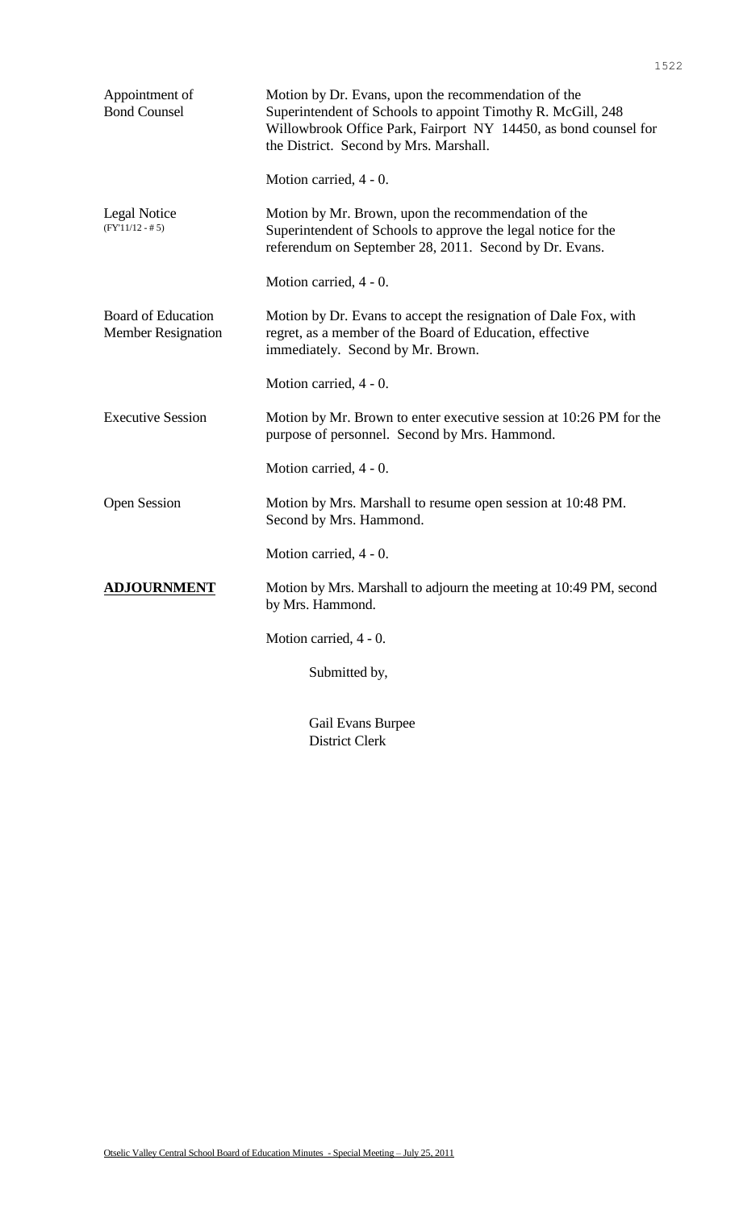**Appointment of Bond Counsel**

Motion by Dr. Evans, upon the recommendation of the Superintendent of Schools to appoint Timothy R. McGill, 248 Willowbrook Office Park, Fairport NY 14450, as bond counsel for the District. Second by Mrs. Marshall.

Motion carried, 4 - 0.

**Legal Notice** (FY'11/12 - # 5)

Motion by Mr. Brown, upon the recommendation of the Superintendent of Schools to approve the legal notice for the referendum on September 28, 2011. Second by Dr. Evans.

Motion carried, 4 - 0.

**Board of Education Member Resignation**

Motion by Dr. Evans to accept the resignation of Dale Fox, with regret, as a member of the Board of Education, effective immediately. Second by Mr. Brown.

Motion carried, 4 - 0.

**Executive Session**

Motion by Mr. Brown to enter executive session at 10:26 PM for the purpose of personnel. Second by Mrs. Hammond.

Motion carried, 4 - 0.

**Open Session**

Motion by Mrs. Marshall to resume open session at 10:48 PM. Second by Mrs. Hammond.

Motion carried, 4 - 0.

**ADJOURNMENT**

Motion by Mrs. Marshall to adjourn the meeting at 10:49 PM, second by Mrs. Hammond.

Motion carried, 4 - 0.

Submitted by,

Gail Evans Burpee
District Clerk